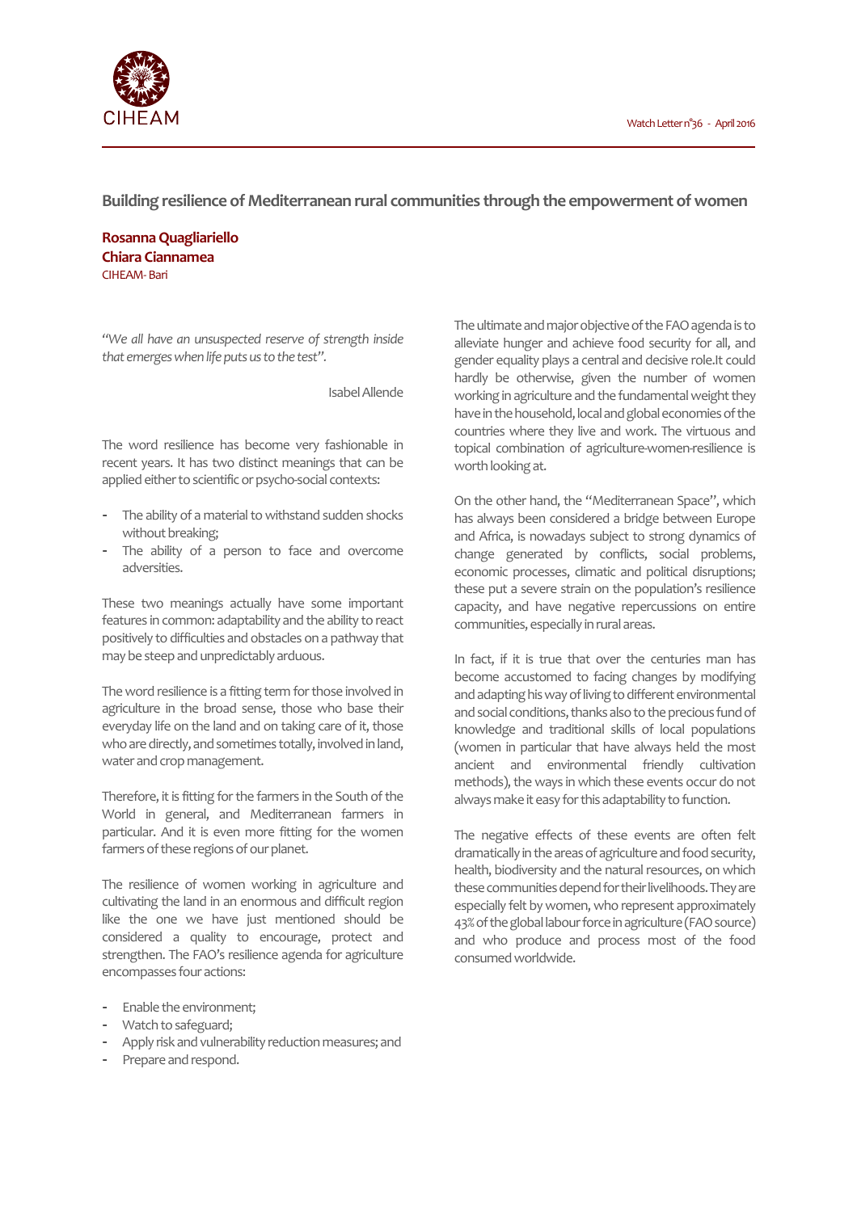# Building resilience of Mediterranean rural communities through the empowerment of women

**Rosanna Quagliariello**
**Chiara Ciannamea**
CIHEAM- Bari

*"We all have an unsuspected reserve of strength inside that emerges when life puts us to the test".*

Isabel Allende

The word resilience has become very fashionable in recent years. It has two distinct meanings that can be applied either to scientific or psycho-social contexts:

- The ability of a material to withstand sudden shocks without breaking;
- The ability of a person to face and overcome adversities.

These two meanings actually have some important features in common: adaptability and the ability to react positively to difficulties and obstacles on a pathway that may be steep and unpredictably arduous.

The word resilience is a fitting term for those involved in agriculture in the broad sense, those who base their everyday life on the land and on taking care of it, those who are directly, and sometimes totally, involved in land, water and crop management.

Therefore, it is fitting for the farmers in the South of the World in general, and Mediterranean farmers in particular. And it is even more fitting for the women farmers of these regions of our planet.

The resilience of women working in agriculture and cultivating the land in an enormous and difficult region like the one we have just mentioned should be considered a quality to encourage, protect and strengthen. The FAO's resilience agenda for agriculture encompasses four actions:

- Enable the environment;
- Watch to safeguard;
- Apply risk and vulnerability reduction measures; and
- Prepare and respond.

The ultimate and major objective of the FAO agenda is to alleviate hunger and achieve food security for all, and gender equality plays a central and decisive role.It could hardly be otherwise, given the number of women working in agriculture and the fundamental weight they have in the household, local and global economies of the countries where they live and work. The virtuous and topical combination of agriculture-women-resilience is worth looking at.

On the other hand, the "Mediterranean Space", which has always been considered a bridge between Europe and Africa, is nowadays subject to strong dynamics of change generated by conflicts, social problems, economic processes, climatic and political disruptions; these put a severe strain on the population's resilience capacity, and have negative repercussions on entire communities, especially in rural areas.

In fact, if it is true that over the centuries man has become accustomed to facing changes by modifying and adapting his way of living to different environmental and social conditions, thanks also to the precious fund of knowledge and traditional skills of local populations (women in particular that have always held the most ancient and environmental friendly cultivation methods), the ways in which these events occur do not always make it easy for this adaptability to function.

The negative effects of these events are often felt dramatically in the areas of agriculture and food security, health, biodiversity and the natural resources, on which these communities depend for their livelihoods. They are especially felt by women, who represent approximately 43% of the global labour force in agriculture (FAO source) and who produce and process most of the food consumed worldwide.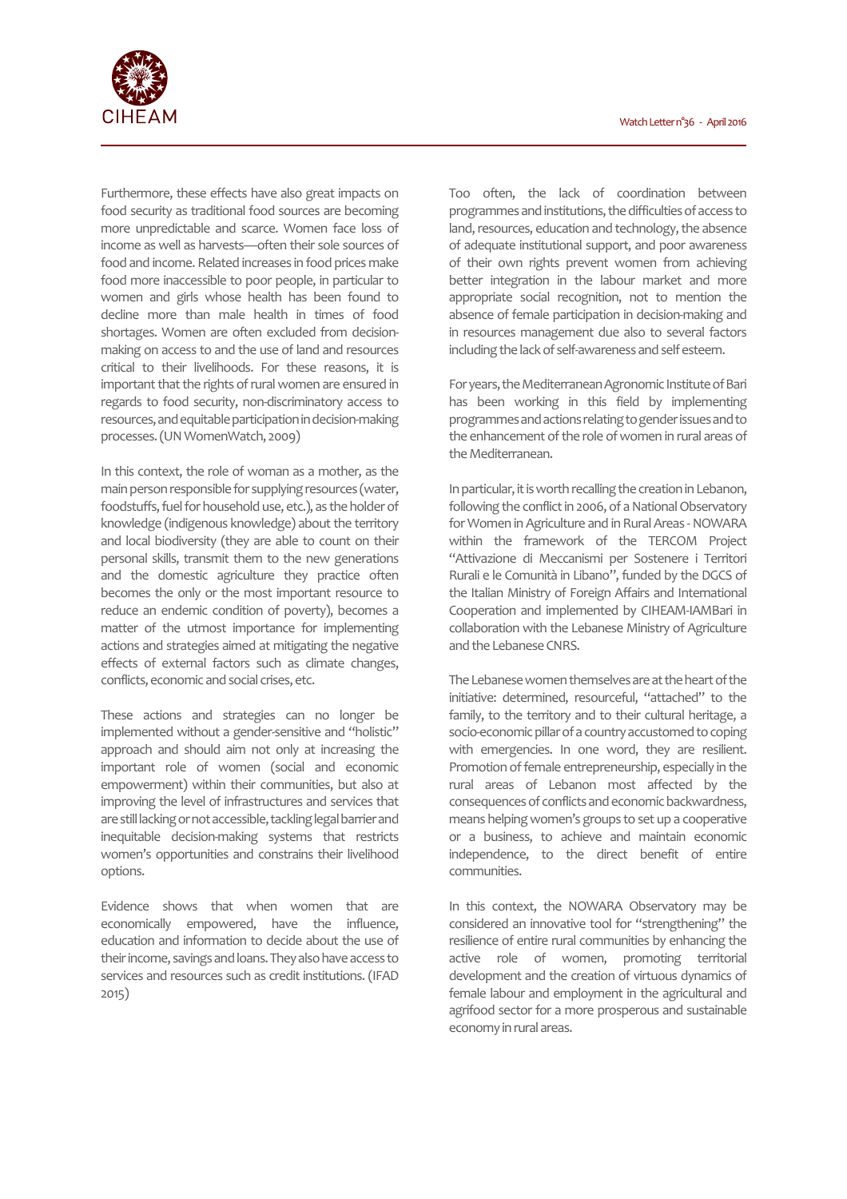Furthermore, these effects have also great impacts on food security as traditional food sources are becoming more unpredictable and scarce. Women face loss of income as well as harvests—often their sole sources of food and income. Related increases in food prices make food more inaccessible to poor people, in particular to women and girls whose health has been found to decline more than male health in times of food shortages. Women are often excluded from decision-making on access to and the use of land and resources critical to their livelihoods. For these reasons, it is important that the rights of rural women are ensured in regards to food security, non-discriminatory access to resources, and equitable participation in decision-making processes. (UN WomenWatch, 2009)

In this context, the role of woman as a mother, as the main person responsible for supplying resources (water, foodstuffs, fuel for household use, etc.), as the holder of knowledge (indigenous knowledge) about the territory and local biodiversity (they are able to count on their personal skills, transmit them to the new generations and the domestic agriculture they practice often becomes the only or the most important resource to reduce an endemic condition of poverty), becomes a matter of the utmost importance for implementing actions and strategies aimed at mitigating the negative effects of external factors such as climate changes, conflicts, economic and social crises, etc.

These actions and strategies can no longer be implemented without a gender-sensitive and "holistic" approach and should aim not only at increasing the important role of women (social and economic empowerment) within their communities, but also at improving the level of infrastructures and services that are still lacking or not accessible, tackling legal barrier and inequitable decision-making systems that restricts women's opportunities and constrains their livelihood options.

Evidence shows that when women that are economically empowered, have the influence, education and information to decide about the use of their income, savings and loans. They also have access to services and resources such as credit institutions. (IFAD 2015)

Too often, the lack of coordination between programmes and institutions, the difficulties of access to land, resources, education and technology, the absence of adequate institutional support, and poor awareness of their own rights prevent women from achieving better integration in the labour market and more appropriate social recognition, not to mention the absence of female participation in decision-making and in resources management due also to several factors including the lack of self-awareness and self esteem.

For years, the Mediterranean Agronomic Institute of Bari has been working in this field by implementing programmes and actions relating to gender issues and to the enhancement of the role of women in rural areas of the Mediterranean.

In particular, it is worth recalling the creation in Lebanon, following the conflict in 2006, of a National Observatory for Women in Agriculture and in Rural Areas - NOWARA within the framework of the TERCOM Project "Attivazione di Meccanismi per Sostenere i Territori Rurali e le Comunità in Libano", funded by the DGCS of the Italian Ministry of Foreign Affairs and International Cooperation and implemented by CIHEAM-IAMBari in collaboration with the Lebanese Ministry of Agriculture and the Lebanese CNRS.

The Lebanese women themselves are at the heart of the initiative: determined, resourceful, "attached" to the family, to the territory and to their cultural heritage, a socio-economic pillar of a country accustomed to coping with emergencies. In one word, they are resilient. Promotion of female entrepreneurship, especially in the rural areas of Lebanon most affected by the consequences of conflicts and economic backwardness, means helping women's groups to set up a cooperative or a business, to achieve and maintain economic independence, to the direct benefit of entire communities.

In this context, the NOWARA Observatory may be considered an innovative tool for "strengthening" the resilience of entire rural communities by enhancing the active role of women, promoting territorial development and the creation of virtuous dynamics of female labour and employment in the agricultural and agrifood sector for a more prosperous and sustainable economy in rural areas.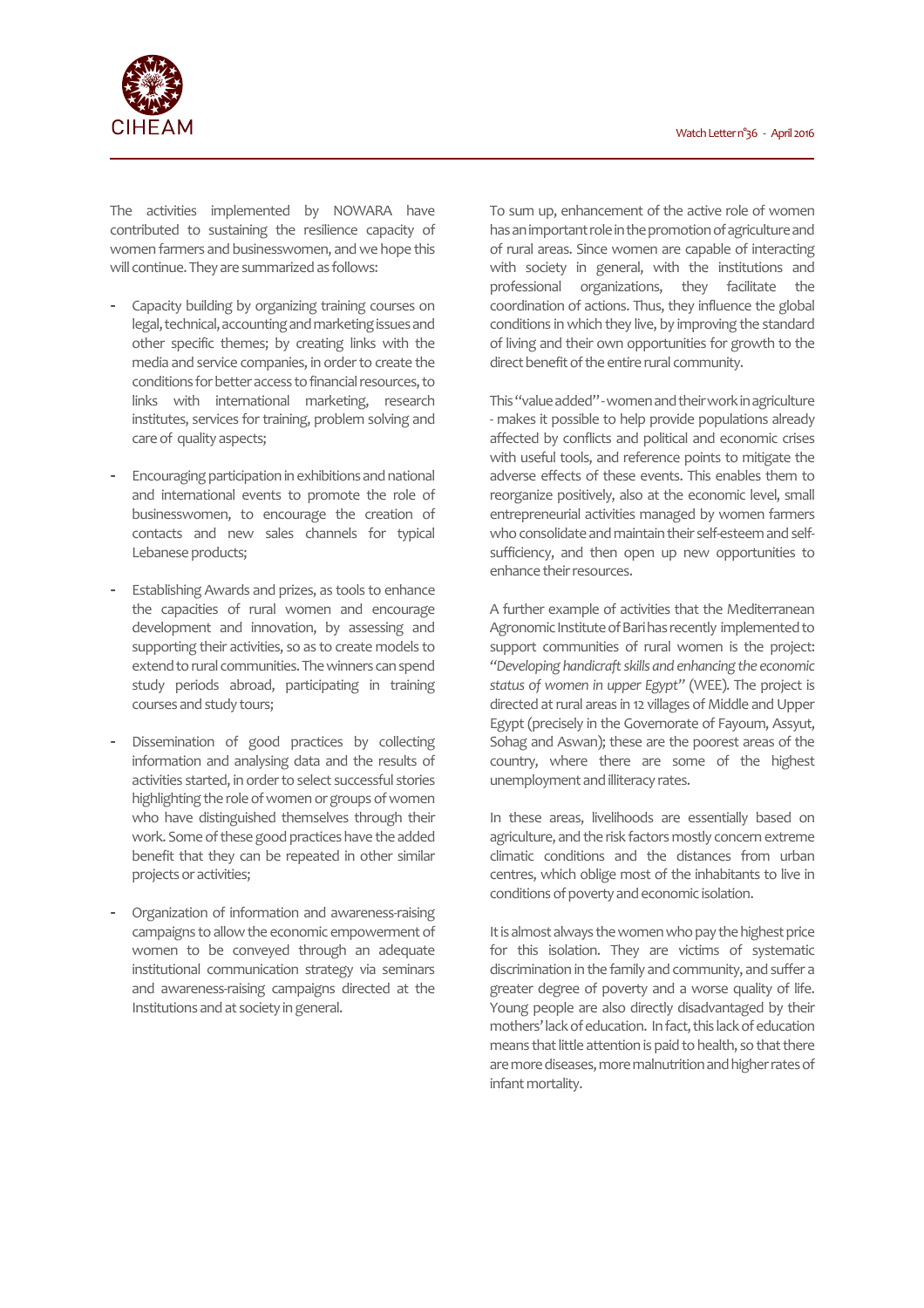The activities implemented by NOWARA have contributed to sustaining the resilience capacity of women farmers and businesswomen, and we hope this will continue. They are summarized as follows:

- Capacity building by organizing training courses on legal, technical, accounting and marketing issues and other specific themes; by creating links with the media and service companies, in order to create the conditions for better access to financial resources, to links with international marketing, research institutes, services for training, problem solving and care of quality aspects;

- Encouraging participation in exhibitions and national and international events to promote the role of businesswomen, to encourage the creation of contacts and new sales channels for typical Lebanese products;

- Establishing Awards and prizes, as tools to enhance the capacities of rural women and encourage development and innovation, by assessing and supporting their activities, so as to create models to extend to rural communities. The winners can spend study periods abroad, participating in training courses and study tours;

- Dissemination of good practices by collecting information and analysing data and the results of activities started, in order to select successful stories highlighting the role of women or groups of women who have distinguished themselves through their work. Some of these good practices have the added benefit that they can be repeated in other similar projects or activities;

- Organization of information and awareness-raising campaigns to allow the economic empowerment of women to be conveyed through an adequate institutional communication strategy via seminars and awareness-raising campaigns directed at the Institutions and at society in general.

To sum up, enhancement of the active role of women has an important role in the promotion of agriculture and of rural areas. Since women are capable of interacting with society in general, with the institutions and professional organizations, they facilitate the coordination of actions. Thus, they influence the global conditions in which they live, by improving the standard of living and their own opportunities for growth to the direct benefit of the entire rural community.

This "value added" - women and their work in agriculture - makes it possible to help provide populations already affected by conflicts and political and economic crises with useful tools, and reference points to mitigate the adverse effects of these events. This enables them to reorganize positively, also at the economic level, small entrepreneurial activities managed by women farmers who consolidate and maintain their self-esteem and self-sufficiency, and then open up new opportunities to enhance their resources.

A further example of activities that the Mediterranean Agronomic Institute of Bari has recently implemented to support communities of rural women is the project: *"Developing handicraft skills and enhancing the economic status of women in upper Egypt"* (WEE). The project is directed at rural areas in 12 villages of Middle and Upper Egypt (precisely in the Governorate of Fayoum, Assyut, Sohag and Aswan); these are the poorest areas of the country, where there are some of the highest unemployment and illiteracy rates.

In these areas, livelihoods are essentially based on agriculture, and the risk factors mostly concern extreme climatic conditions and the distances from urban centres, which oblige most of the inhabitants to live in conditions of poverty and economic isolation.

It is almost always the women who pay the highest price for this isolation. They are victims of systematic discrimination in the family and community, and suffer a greater degree of poverty and a worse quality of life. Young people are also directly disadvantaged by their mothers' lack of education. In fact, this lack of education means that little attention is paid to health, so that there are more diseases, more malnutrition and higher rates of infant mortality.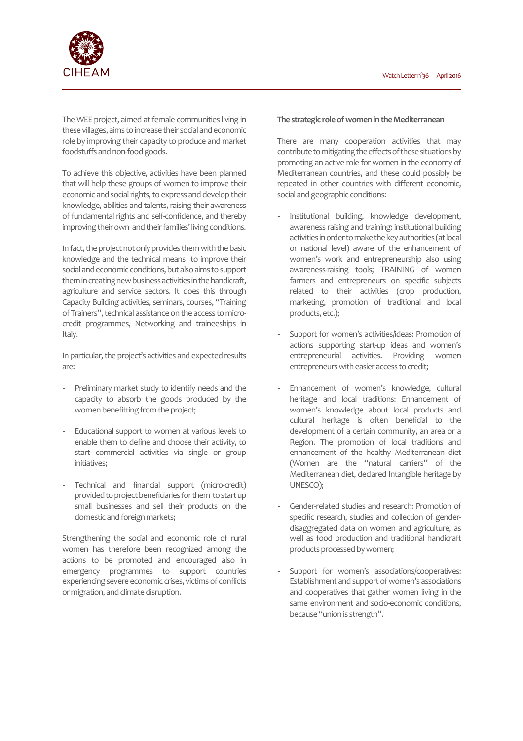The WEE project, aimed at female communities living in these villages, aims to increase their social and economic role by improving their capacity to produce and market foodstuffs and non-food goods.

To achieve this objective, activities have been planned that will help these groups of women to improve their economic and social rights, to express and develop their knowledge, abilities and talents, raising their awareness of fundamental rights and self-confidence, and thereby improving their own and their families' living conditions.

In fact, the project not only provides them with the basic knowledge and the technical means to improve their social and economic conditions, but also aims to support them in creating new business activities in the handicraft, agriculture and service sectors. It does this through Capacity Building activities, seminars, courses, "Training of Trainers", technical assistance on the access to micro-credit programmes, Networking and traineeships in Italy.

In particular, the project's activities and expected results are:

- Preliminary market study to identify needs and the capacity to absorb the goods produced by the women benefitting from the project;

- Educational support to women at various levels to enable them to define and choose their activity, to start commercial activities via single or group initiatives;

- Technical and financial support (micro-credit) provided to project beneficiaries for them to start up small businesses and sell their products on the domestic and foreign markets;

Strengthening the social and economic role of rural women has therefore been recognized among the actions to be promoted and encouraged also in emergency programmes to support countries experiencing severe economic crises, victims of conflicts or migration, and climate disruption.

**The strategic role of women in the Mediterranean**

There are many cooperation activities that may contribute to mitigating the effects of these situations by promoting an active role for women in the economy of Mediterranean countries, and these could possibly be repeated in other countries with different economic, social and geographic conditions:

- Institutional building, knowledge development, awareness raising and training: institutional building activities in order to make the key authorities (at local or national level) aware of the enhancement of women's work and entrepreneurship also using awareness-raising tools; TRAINING of women farmers and entrepreneurs on specific subjects related to their activities (crop production, marketing, promotion of traditional and local products, etc.);

- Support for women's activities/ideas: Promotion of actions supporting start-up ideas and women's entrepreneurial activities. Providing women entrepreneurs with easier access to credit;

- Enhancement of women's knowledge, cultural heritage and local traditions: Enhancement of women's knowledge about local products and cultural heritage is often beneficial to the development of a certain community, an area or a Region. The promotion of local traditions and enhancement of the healthy Mediterranean diet (Women are the "natural carriers" of the Mediterranean diet, declared Intangible heritage by UNESCO);

- Gender-related studies and research: Promotion of specific research, studies and collection of gender-disaggregated data on women and agriculture, as well as food production and traditional handicraft products processed by women;

- Support for women's associations/cooperatives: Establishment and support of women's associations and cooperatives that gather women living in the same environment and socio-economic conditions, because "union is strength".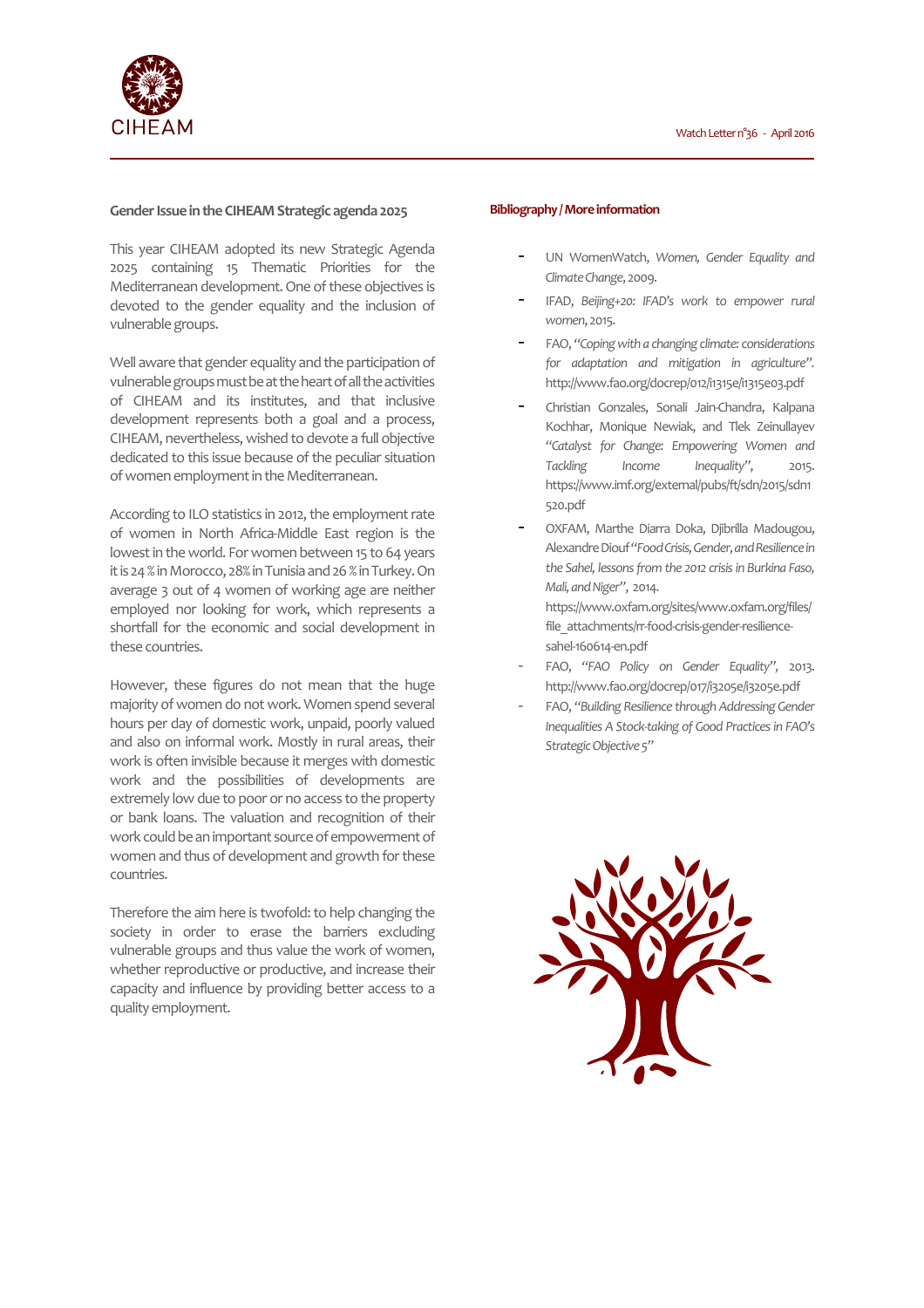### Gender Issue in the CIHEAM Strategic agenda 2025

This year CIHEAM adopted its new Strategic Agenda 2025 containing 15 Thematic Priorities for the Mediterranean development. One of these objectives is devoted to the gender equality and the inclusion of vulnerable groups.

Well aware that gender equality and the participation of vulnerable groups must be at the heart of all the activities of CIHEAM and its institutes, and that inclusive development represents both a goal and a process, CIHEAM, nevertheless, wished to devote a full objective dedicated to this issue because of the peculiar situation of women employment in the Mediterranean.

According to ILO statistics in 2012, the employment rate of women in North Africa-Middle East region is the lowest in the world. For women between 15 to 64 years it is 24 % in Morocco, 28% in Tunisia and 26 % in Turkey. On average 3 out of 4 women of working age are neither employed nor looking for work, which represents a shortfall for the economic and social development in these countries.

However, these figures do not mean that the huge majority of women do not work. Women spend several hours per day of domestic work, unpaid, poorly valued and also on informal work. Mostly in rural areas, their work is often invisible because it merges with domestic work and the possibilities of developments are extremely low due to poor or no access to the property or bank loans. The valuation and recognition of their work could be an important source of empowerment of women and thus of development and growth for these countries.

Therefore the aim here is twofold: to help changing the society in order to erase the barriers excluding vulnerable groups and thus value the work of women, whether reproductive or productive, and increase their capacity and influence by providing better access to a quality employment.

**Bibliography / More information**

- UN WomenWatch, *Women, Gender Equality and Climate Change*, 2009.
- IFAD, *Beijing+20: IFAD's work to empower rural women*, 2015.
- FAO, *"Coping with a changing climate: considerations for adaptation and mitigation in agriculture"*. http://www.fao.org/docrep/012/i1315e/i1315e03.pdf
- Christian Gonzales, Sonali Jain-Chandra, Kalpana Kochhar, Monique Newiak, and Tlek Zeinullayev *"Catalyst for Change: Empowering Women and Tackling Income Inequality"*, 2015. https://www.imf.org/external/pubs/ft/sdn/2015/sdn1520.pdf
- OXFAM, Marthe Diarra Doka, Djibrilla Madougou, Alexandre Diouf *"Food Crisis, Gender, and Resilience in the Sahel, lessons from the 2012 crisis in Burkina Faso, Mali, and Niger"*, 2014. https://www.oxfam.org/sites/www.oxfam.org/files/file_attachments/rr-food-crisis-gender-resilience-sahel-160614-en.pdf
- FAO, *"FAO Policy on Gender Equality"*, 2013. http://www.fao.org/docrep/017/i3205e/i3205e.pdf
- FAO, *"Building Resilience through Addressing Gender Inequalities A Stock-taking of Good Practices in FAO's Strategic Objective 5"*